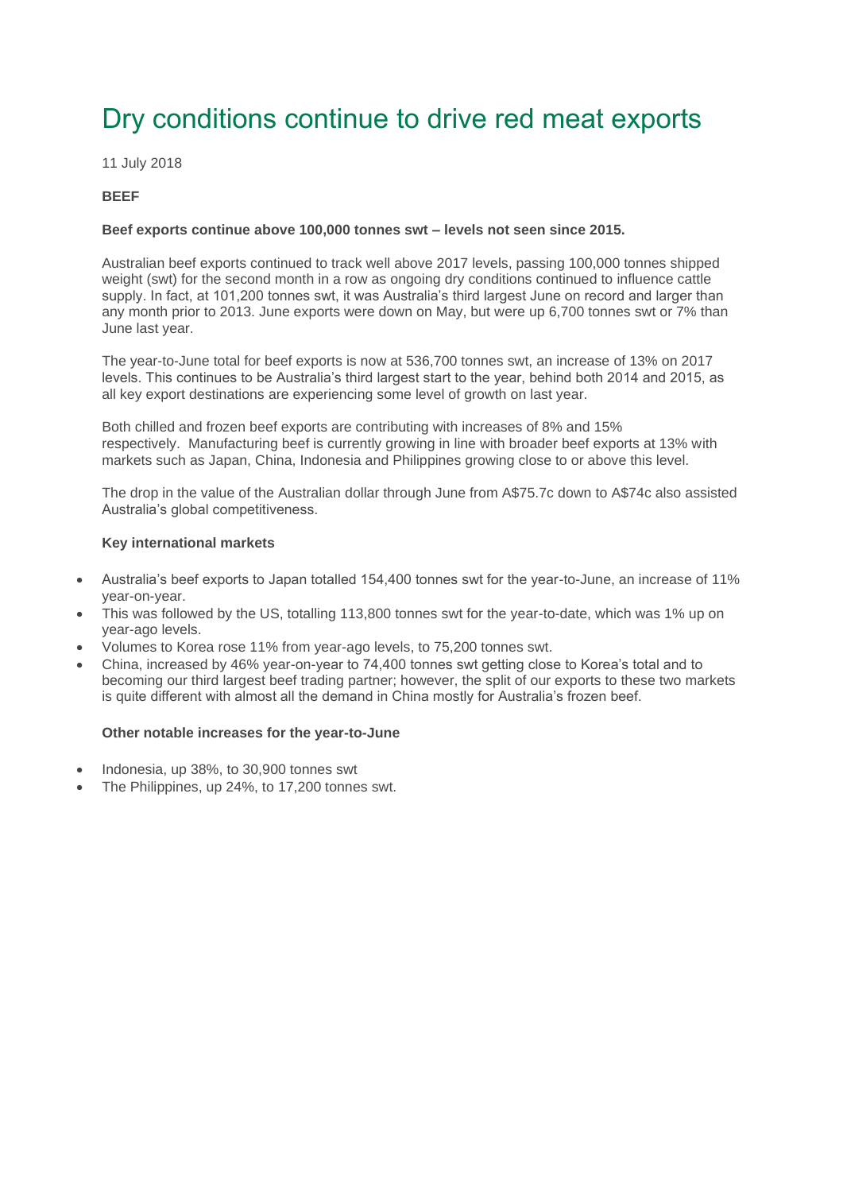# Dry conditions continue to drive red meat exports

11 July 2018

**BEEF**

**Beef exports continue above 100,000 tonnes swt – levels not seen since 2015.**

Australian beef exports continued to track well above 2017 levels, passing 100,000 tonnes shipped weight (swt) for the second month in a row as ongoing dry conditions continued to influence cattle supply. In fact, at 101,200 tonnes swt, it was Australia's third largest June on record and larger than any month prior to 2013. June exports were down on May, but were up 6,700 tonnes swt or 7% than June last year.

The year-to-June total for beef exports is now at 536,700 tonnes swt, an increase of 13% on 2017 levels. This continues to be Australia's third largest start to the year, behind both 2014 and 2015, as all key export destinations are experiencing some level of growth on last year.

Both chilled and frozen beef exports are contributing with increases of 8% and 15% respectively. Manufacturing beef is currently growing in line with broader beef exports at 13% with markets such as Japan, China, Indonesia and Philippines growing close to or above this level.

The drop in the value of the Australian dollar through June from A$75.7c down to A$74c also assisted Australia's global competitiveness.

**Key international markets**

- Australia's beef exports to Japan totalled 154,400 tonnes swt for the year-to-June, an increase of 11% year-on-year.
- This was followed by the US, totalling 113,800 tonnes swt for the year-to-date, which was 1% up on year-ago levels.
- Volumes to Korea rose 11% from year-ago levels, to 75,200 tonnes swt.
- China, increased by 46% year-on-year to 74,400 tonnes swt getting close to Korea's total and to becoming our third largest beef trading partner; however, the split of our exports to these two markets is quite different with almost all the demand in China mostly for Australia's frozen beef.

**Other notable increases for the year-to-June**

- Indonesia, up 38%, to 30,900 tonnes swt
- The Philippines, up 24%, to 17,200 tonnes swt.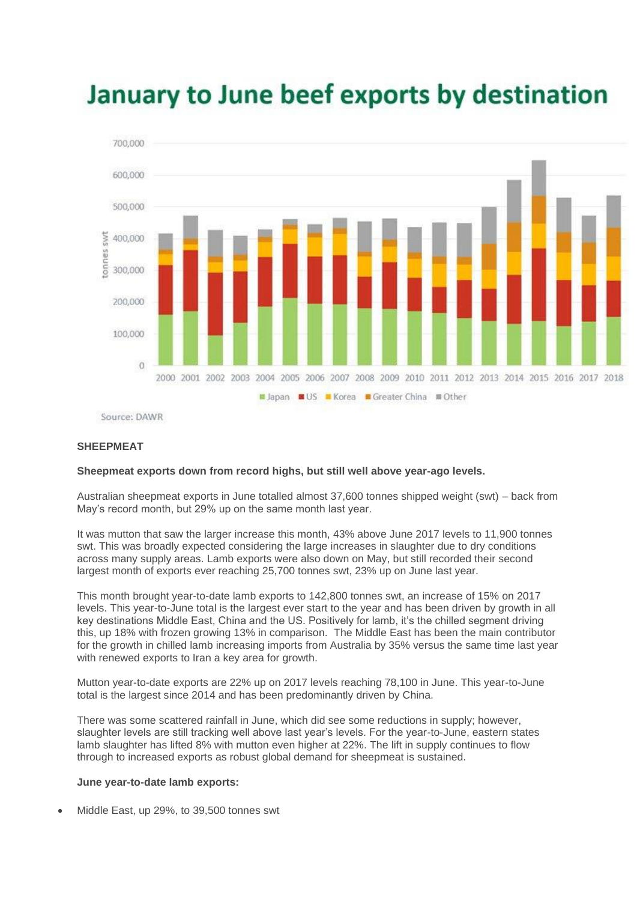# January to June beef exports by destination

Source: DAWR

**SHEEPMEAT**

**Sheepmeat exports down from record highs, but still well above year-ago levels.**

Australian sheepmeat exports in June totalled almost 37,600 tonnes shipped weight (swt) – back from May's record month, but 29% up on the same month last year.

It was mutton that saw the larger increase this month, 43% above June 2017 levels to 11,900 tonnes swt. This was broadly expected considering the large increases in slaughter due to dry conditions across many supply areas. Lamb exports were also down on May, but still recorded their second largest month of exports ever reaching 25,700 tonnes swt, 23% up on June last year.

This month brought year-to-date lamb exports to 142,800 tonnes swt, an increase of 15% on 2017 levels. This year-to-June total is the largest ever start to the year and has been driven by growth in all key destinations Middle East, China and the US. Positively for lamb, it's the chilled segment driving this, up 18% with frozen growing 13% in comparison. The Middle East has been the main contributor for the growth in chilled lamb increasing imports from Australia by 35% versus the same time last year with renewed exports to Iran a key area for growth.

Mutton year-to-date exports are 22% up on 2017 levels reaching 78,100 in June. This year-to-June total is the largest since 2014 and has been predominantly driven by China.

There was some scattered rainfall in June, which did see some reductions in supply; however, slaughter levels are still tracking well above last year's levels. For the year-to-June, eastern states lamb slaughter has lifted 8% with mutton even higher at 22%. The lift in supply continues to flow through to increased exports as robust global demand for sheepmeat is sustained.

**June year-to-date lamb exports:**

- Middle East, up 29%, to 39,500 tonnes swt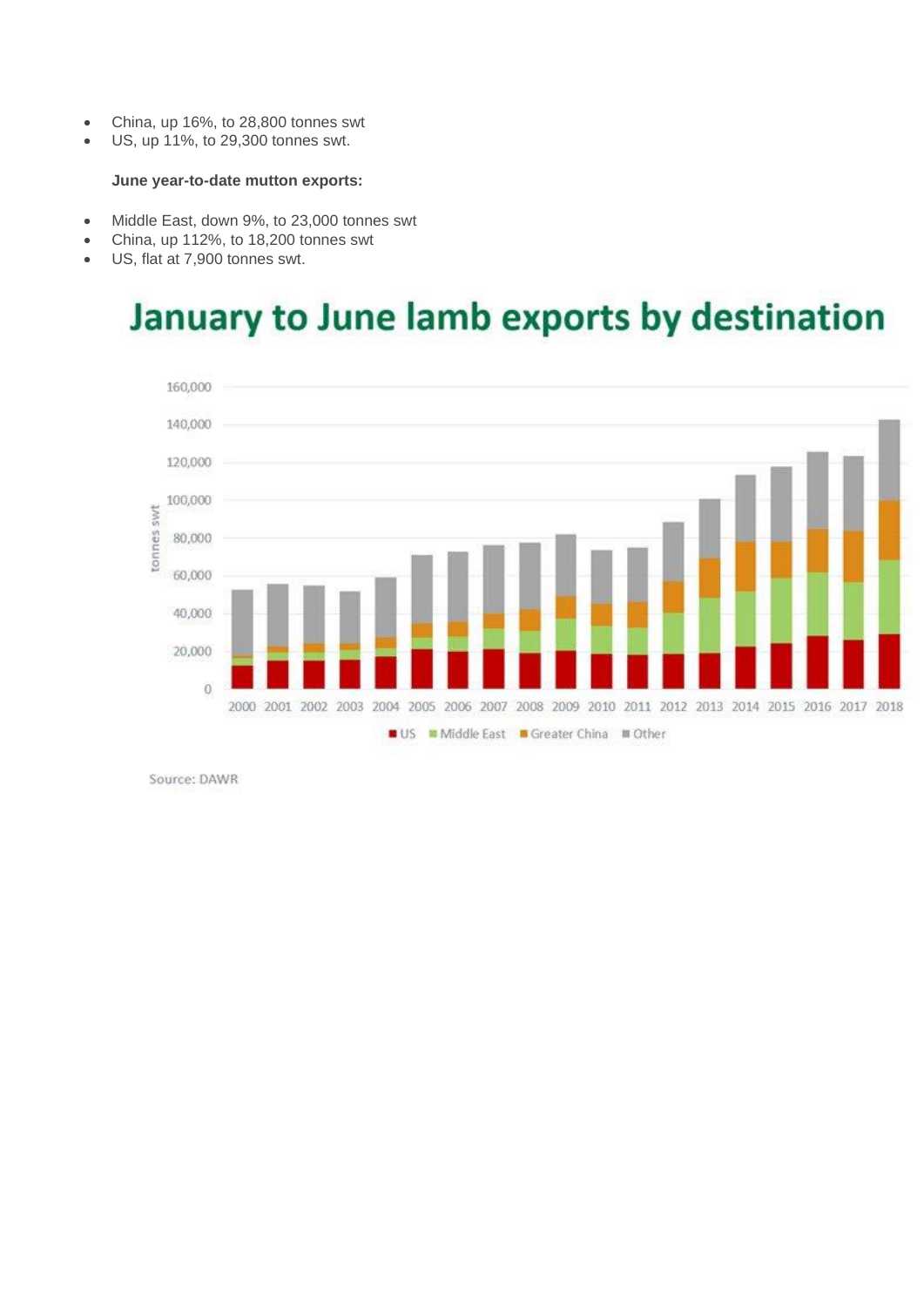- China, up 16%, to 28,800 tonnes swt
- US, up 11%, to 29,300 tonnes swt.

**June year-to-date mutton exports:**

- Middle East, down 9%, to 23,000 tonnes swt
- China, up 112%, to 18,200 tonnes swt
- US, flat at 7,900 tonnes swt.

## January to June lamb exports by destination

Source: DAWR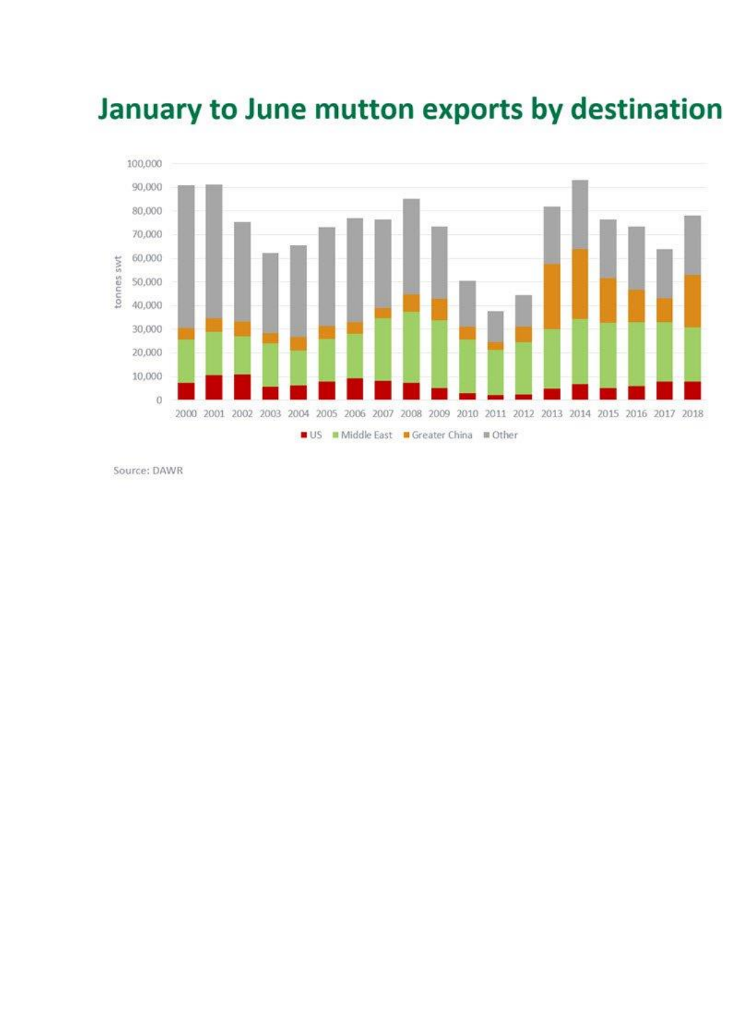# January to June mutton exports by destination

100,000
90,000
80,000
70,000
60,000
50,000
40,000
30,000
20,000
10,000
0

tonnes swt

2000 2001 2002 2003 2004 2005 2006 2007 2008 2009 2010 2011 2012 2013 2014 2015 2016 2017 2018

US Middle East Greater China Other

Source: DAWR